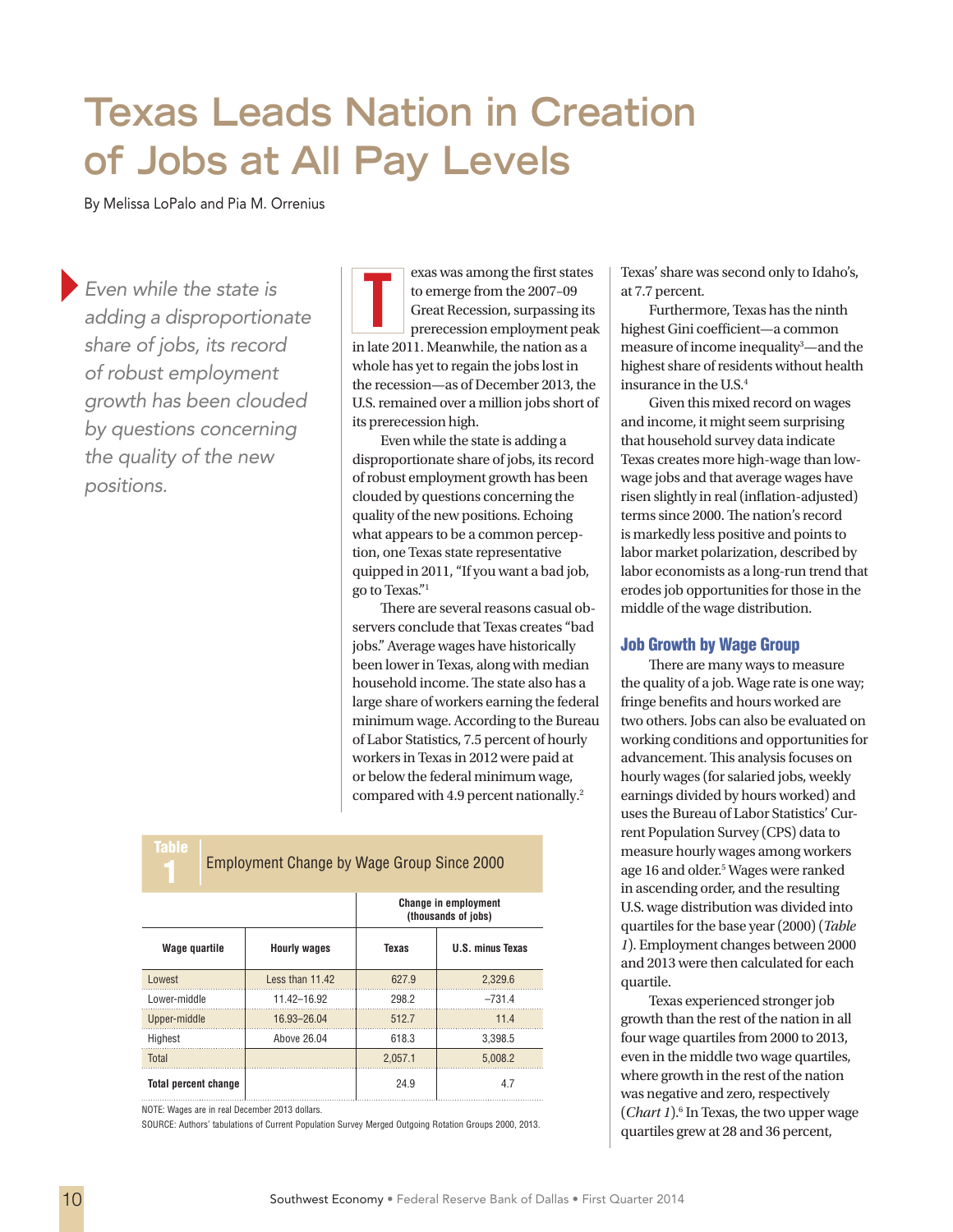# Texas Leads Nation in Creation of Jobs at All Pay Levels

By Melissa LoPalo and Pia M. Orrenius

> *Even while the state is adding a disproportionate share of jobs, its record of robust employment growth has been clouded by questions concerning the quality of the new positions.*

Texas was among the first states to emerge from the 2007–09 Great Recession, surpassing its prerecession employment peak in late 2011. Meanwhile, the nation as a whole has yet to regain the jobs lost in the recession—as of December 2013, the U.S. remained over a million jobs short of its prerecession high.

Even while the state is adding a disproportionate share of jobs, its record of robust employment growth has been clouded by questions concerning the quality of the new positions. Echoing what appears to be a common perception, one Texas state representative quipped in 2011, "If you want a bad job, go to Texas."[1]

There are several reasons casual observers conclude that Texas creates "bad jobs." Average wages have historically been lower in Texas, along with median household income. The state also has a large share of workers earning the federal minimum wage. According to the Bureau of Labor Statistics, 7.5 percent of hourly workers in Texas in 2012 were paid at or below the federal minimum wage, compared with 4.9 percent nationally.[2] Texas' share was second only to Idaho's, at 7.7 percent.

Furthermore, Texas has the ninth highest Gini coefficient—a common measure of income inequality[3]—and the highest share of residents without health insurance in the U.S.[4]

Given this mixed record on wages and income, it might seem surprising that household survey data indicate Texas creates more high-wage than low-wage jobs and that average wages have risen slightly in real (inflation-adjusted) terms since 2000. The nation's record is markedly less positive and points to labor market polarization, described by labor economists as a long-run trend that erodes job opportunities for those in the middle of the wage distribution.

## Job Growth by Wage Group

There are many ways to measure the quality of a job. Wage rate is one way; fringe benefits and hours worked are two others. Jobs can also be evaluated on working conditions and opportunities for advancement. This analysis focuses on hourly wages (for salaried jobs, weekly earnings divided by hours worked) and uses the Bureau of Labor Statistics' Current Population Survey (CPS) data to measure hourly wages among workers age 16 and older.[5] Wages were ranked in ascending order, and the resulting U.S. wage distribution was divided into quartiles for the base year (2000) (*Table 1*). Employment changes between 2000 and 2013 were then calculated for each quartile.

Texas experienced stronger job growth than the rest of the nation in all four wage quartiles from 2000 to 2013, even in the middle two wage quartiles, where growth in the rest of the nation was negative and zero, respectively (*Chart 1*).[6] In Texas, the two upper wage quartiles grew at 28 and 36 percent,

**Table 1**
**Employment Change by Wage Group Since 2000**

| | | Change in employment (thousands of jobs) | |
|---|---|---|---|
| **Wage quartile** | **Hourly wages** | **Texas** | **U.S. minus Texas** |
| Lowest | Less than 11.42 | 627.9 | 2,329.6 |
| Lower-middle | 11.42–16.92 | 298.2 | –731.4 |
| Upper-middle | 16.93–26.04 | 512.7 | 11.4 |
| Highest | Above 26.04 | 618.3 | 3,398.5 |
| Total | | 2,057.1 | 5,008.2 |
| **Total percent change** | | 24.9 | 4.7 |

NOTE: Wages are in real December 2013 dollars.

SOURCE: Authors' tabulations of Current Population Survey Merged Outgoing Rotation Groups 2000, 2013.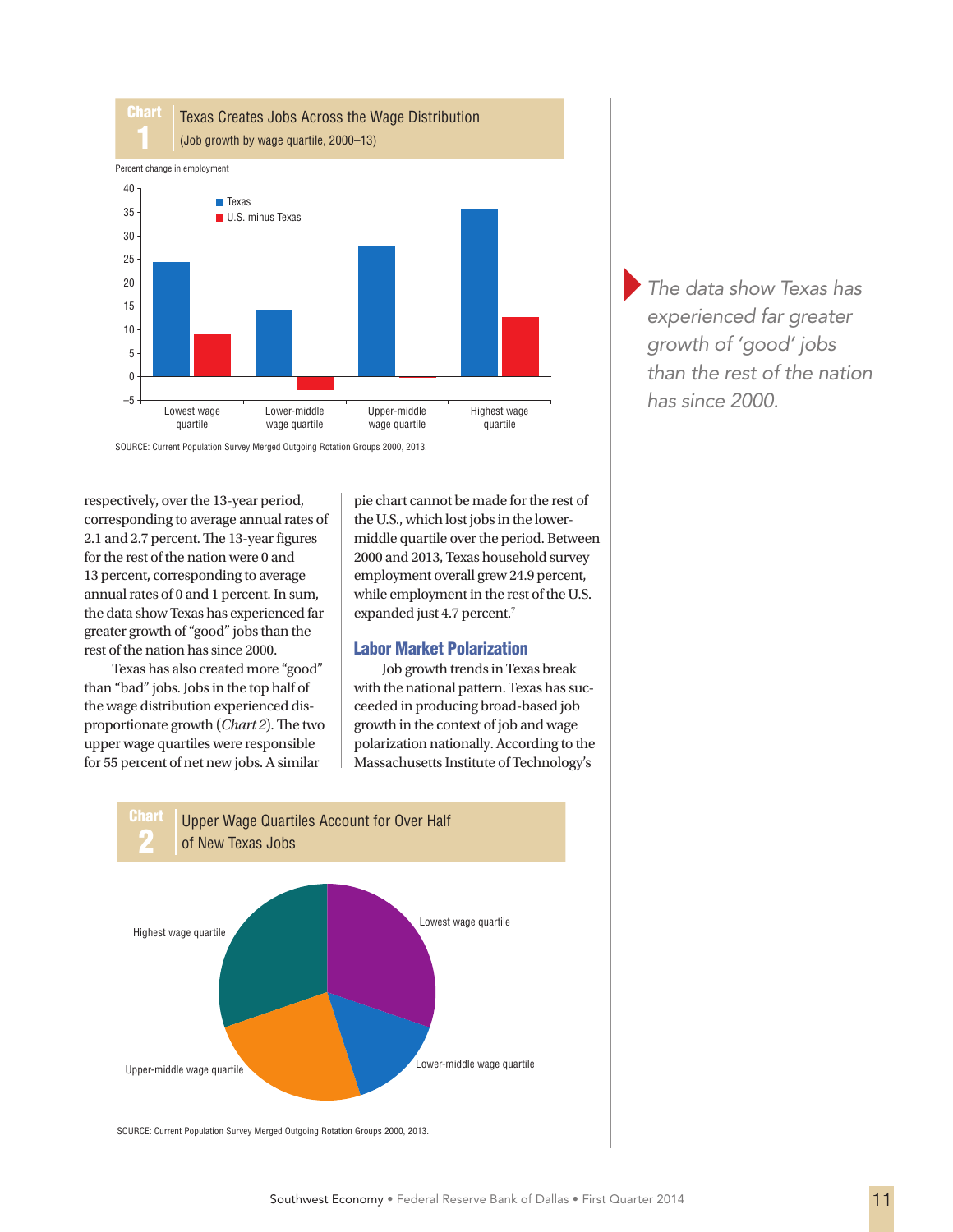**Chart 1** Texas Creates Jobs Across the Wage Distribution
(Job growth by wage quartile, 2000–13)

Percent change in employment

SOURCE: Current Population Survey Merged Outgoing Rotation Groups 2000, 2013.

respectively, over the 13-year period, corresponding to average annual rates of 2.1 and 2.7 percent. The 13-year figures for the rest of the nation were 0 and 13 percent, corresponding to average annual rates of 0 and 1 percent. In sum, the data show Texas has experienced far greater growth of "good" jobs than the rest of the nation has since 2000.

Texas has also created more "good" than "bad" jobs. Jobs in the top half of the wage distribution experienced disproportionate growth (*Chart 2*). The two upper wage quartiles were responsible for 55 percent of net new jobs. A similar pie chart cannot be made for the rest of the U.S., which lost jobs in the lower-middle quartile over the period. Between 2000 and 2013, Texas household survey employment overall grew 24.9 percent, while employment in the rest of the U.S. expanded just 4.7 percent.[7]

*The data show Texas has experienced far greater growth of 'good' jobs than the rest of the nation has since 2000.*

## Labor Market Polarization

Job growth trends in Texas break with the national pattern. Texas has succeeded in producing broad-based job growth in the context of job and wage polarization nationally. According to the Massachusetts Institute of Technology's

**Chart 2** Upper Wage Quartiles Account for Over Half of New Texas Jobs

SOURCE: Current Population Survey Merged Outgoing Rotation Groups 2000, 2013.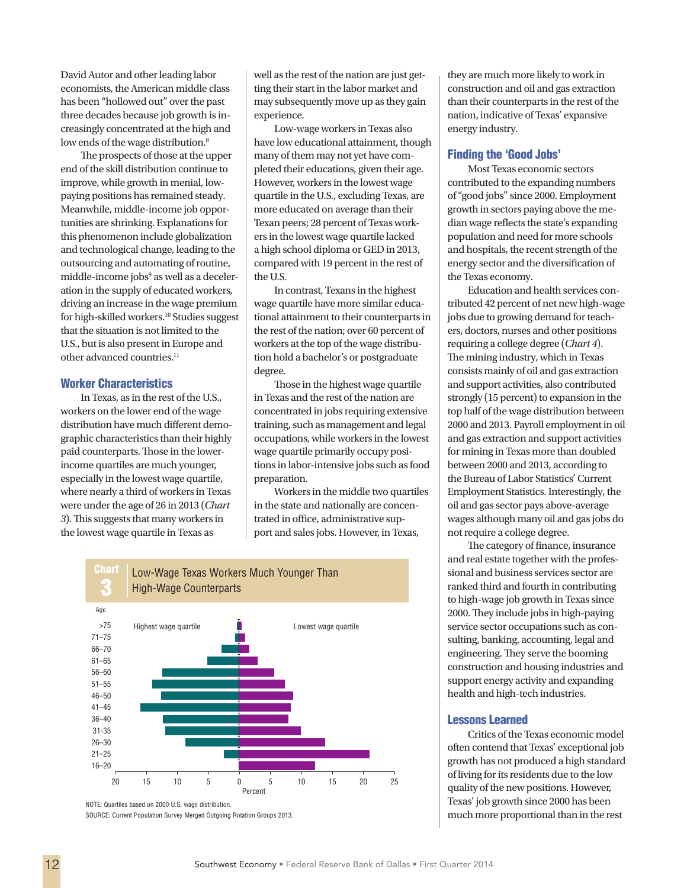David Autor and other leading labor economists, the American middle class has been "hollowed out" over the past three decades because job growth is increasingly concentrated at the high and low ends of the wage distribution.[8]

The prospects of those at the upper end of the skill distribution continue to improve, while growth in menial, low-paying positions has remained steady. Meanwhile, middle-income job opportunities are shrinking. Explanations for this phenomenon include globalization and technological change, leading to the outsourcing and automating of routine, middle-income jobs[9] as well as a deceleration in the supply of educated workers, driving an increase in the wage premium for high-skilled workers.[10] Studies suggest that the situation is not limited to the U.S., but is also present in Europe and other advanced countries.[11]

## Worker Characteristics

In Texas, as in the rest of the U.S., workers on the lower end of the wage distribution have much different demographic characteristics than their highly paid counterparts. Those in the lower-income quartiles are much younger, especially in the lowest wage quartile, where nearly a third of workers in Texas were under the age of 26 in 2013 (*Chart 3*). This suggests that many workers in the lowest wage quartile in Texas as well as the rest of the nation are just getting their start in the labor market and may subsequently move up as they gain experience.

Low-wage workers in Texas also have low educational attainment, though many of them may not yet have completed their educations, given their age. However, workers in the lowest wage quartile in the U.S., excluding Texas, are more educated on average than their Texan peers; 28 percent of Texas workers in the lowest wage quartile lacked a high school diploma or GED in 2013, compared with 19 percent in the rest of the U.S.

In contrast, Texans in the highest wage quartile have more similar educational attainment to their counterparts in the rest of the nation; over 60 percent of workers at the top of the wage distribution hold a bachelor's or postgraduate degree.

Those in the highest wage quartile in Texas and the rest of the nation are concentrated in jobs requiring extensive training, such as management and legal occupations, while workers in the lowest wage quartile primarily occupy positions in labor-intensive jobs such as food preparation.

Workers in the middle two quartiles in the state and nationally are concentrated in office, administrative support and sales jobs. However, in Texas, they are much more likely to work in construction and oil and gas extraction than their counterparts in the rest of the nation, indicative of Texas' expansive energy industry.

**Chart 3: Low-Wage Texas Workers Much Younger Than High-Wage Counterparts**

| Age | Highest wage quartile (Percent) | Lowest wage quartile (Percent) |
|---|---|---|
| >75 | | |
| 71–75 | | |
| 66–70 | | |
| 61–65 | | |
| 56–60 | | |
| 51–55 | | |
| 46–50 | | |
| 41–45 | | |
| 36–40 | | |
| 31-35 | | |
| 26–30 | | |
| 21–25 | | |
| 16–20 | | |

NOTE: Quartiles based on 2000 U.S. wage distribution.

SOURCE: Current Population Survey Merged Outgoing Rotation Groups 2013.

## Finding the 'Good Jobs'

Most Texas economic sectors contributed to the expanding numbers of "good jobs" since 2000. Employment growth in sectors paying above the median wage reflects the state's expanding population and need for more schools and hospitals, the recent strength of the energy sector and the diversification of the Texas economy.

Education and health services contributed 42 percent of net new high-wage jobs due to growing demand for teachers, doctors, nurses and other positions requiring a college degree (*Chart 4*). The mining industry, which in Texas consists mainly of oil and gas extraction and support activities, also contributed strongly (15 percent) to expansion in the top half of the wage distribution between 2000 and 2013. Payroll employment in oil and gas extraction and support activities for mining in Texas more than doubled between 2000 and 2013, according to the Bureau of Labor Statistics' Current Employment Statistics. Interestingly, the oil and gas sector pays above-average wages although many oil and gas jobs do not require a college degree.

The category of finance, insurance and real estate together with the professional and business services sector are ranked third and fourth in contributing to high-wage job growth in Texas since 2000. They include jobs in high-paying service sector occupations such as consulting, banking, accounting, legal and engineering. They serve the booming construction and housing industries and support energy activity and expanding health and high-tech industries.

## Lessons Learned

Critics of the Texas economic model often contend that Texas' exceptional job growth has not produced a high standard of living for its residents due to the low quality of the new positions. However, Texas' job growth since 2000 has been much more proportional than in the rest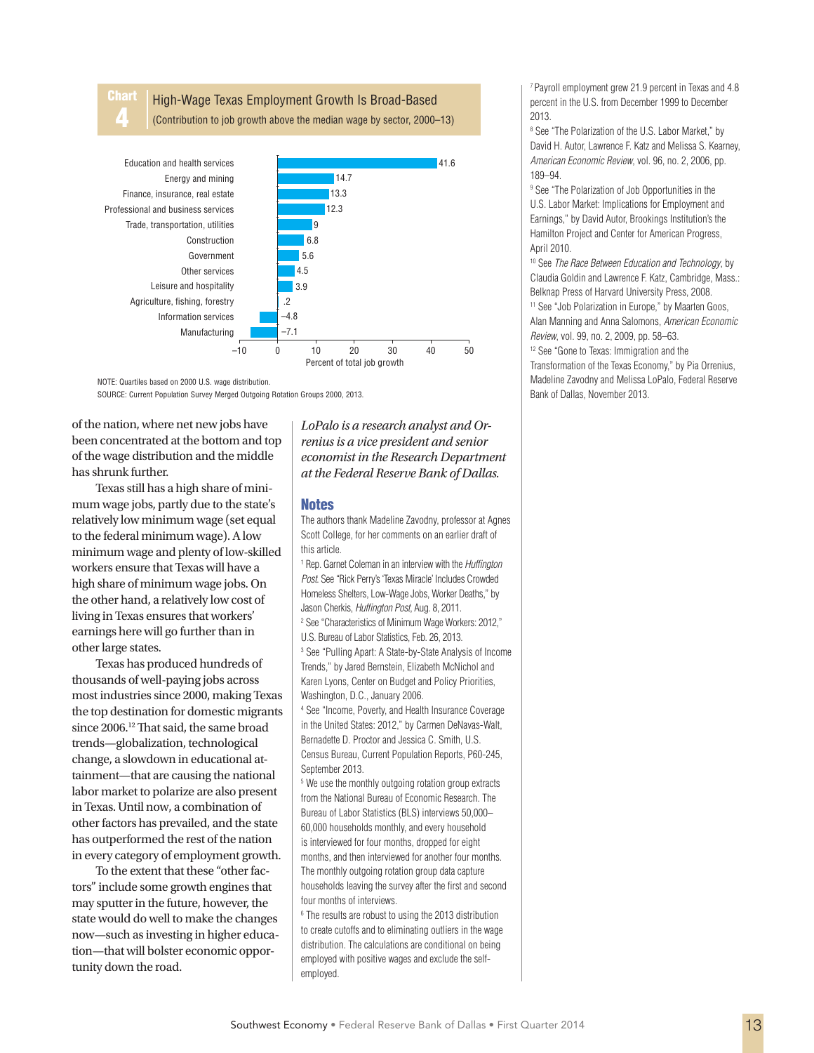**Chart 4**

**High-Wage Texas Employment Growth Is Broad-Based**

(Contribution to job growth above the median wage by sector, 2000–13)

Education and health services 41.6
Energy and mining 14.7
Finance, insurance, real estate 13.3
Professional and business services 12.3
Trade, transportation, utilities 9
Construction 6.8
Government 5.6
Other services 4.5
Leisure and hospitality 3.9
Agriculture, fishing, forestry .2
Information services –4.8
Manufacturing –7.1

–10 0 10 20 30 40 50

Percent of total job growth

NOTE: Quartiles based on 2000 U.S. wage distribution.

SOURCE: Current Population Survey Merged Outgoing Rotation Groups 2000, 2013.

of the nation, where net new jobs have been concentrated at the bottom and top of the wage distribution and the middle has shrunk further.

Texas still has a high share of minimum wage jobs, partly due to the state's relatively low minimum wage (set equal to the federal minimum wage). A low minimum wage and plenty of low-skilled workers ensure that Texas will have a high share of minimum wage jobs. On the other hand, a relatively low cost of living in Texas ensures that workers' earnings here will go further than in other large states.

Texas has produced hundreds of thousands of well-paying jobs across most industries since 2000, making Texas the top destination for domestic migrants since 2006.[12] That said, the same broad trends—globalization, technological change, a slowdown in educational attainment—that are causing the national labor market to polarize are also present in Texas. Until now, a combination of other factors has prevailed, and the state has outperformed the rest of the nation in every category of employment growth.

To the extent that these "other factors" include some growth engines that may sputter in the future, however, the state would do well to make the changes now—such as investing in higher education—that will bolster economic opportunity down the road.

*LoPalo is a research analyst and Orrenius is a vice president and senior economist in the Research Department at the Federal Reserve Bank of Dallas.*

## Notes

The authors thank Madeline Zavodny, professor at Agnes Scott College, for her comments on an earlier draft of this article.

[1] Rep. Garnet Coleman in an interview with the *Huffington Post*. See "Rick Perry's 'Texas Miracle' Includes Crowded Homeless Shelters, Low-Wage Jobs, Worker Deaths," by Jason Cherkis, *Huffington Post*, Aug. 8, 2011.

[2] See "Characteristics of Minimum Wage Workers: 2012," U.S. Bureau of Labor Statistics, Feb. 26, 2013.

[3] See "Pulling Apart: A State-by-State Analysis of Income Trends," by Jared Bernstein, Elizabeth McNichol and Karen Lyons, Center on Budget and Policy Priorities, Washington, D.C., January 2006.

[4] See "Income, Poverty, and Health Insurance Coverage in the United States: 2012," by Carmen DeNavas-Walt, Bernadette D. Proctor and Jessica C. Smith, U.S. Census Bureau, Current Population Reports, P60-245, September 2013.

[5] We use the monthly outgoing rotation group extracts from the National Bureau of Economic Research. The Bureau of Labor Statistics (BLS) interviews 50,000–60,000 households monthly, and every household is interviewed for four months, dropped for eight months, and then interviewed for another four months. The monthly outgoing rotation group data capture households leaving the survey after the first and second four months of interviews.

[6] The results are robust to using the 2013 distribution to create cutoffs and to eliminating outliers in the wage distribution. The calculations are conditional on being employed with positive wages and exclude the self-employed.

[7] Payroll employment grew 21.9 percent in Texas and 4.8 percent in the U.S. from December 1999 to December 2013.

[8] See "The Polarization of the U.S. Labor Market," by David H. Autor, Lawrence F. Katz and Melissa S. Kearney, *American Economic Review*, vol. 96, no. 2, 2006, pp. 189–94.

[9] See "The Polarization of Job Opportunities in the U.S. Labor Market: Implications for Employment and Earnings," by David Autor, Brookings Institution's the Hamilton Project and Center for American Progress, April 2010.

[10] See *The Race Between Education and Technology*, by Claudia Goldin and Lawrence F. Katz, Cambridge, Mass.: Belknap Press of Harvard University Press, 2008.

[11] See "Job Polarization in Europe," by Maarten Goos, Alan Manning and Anna Salomons, *American Economic Review*, vol. 99, no. 2, 2009, pp. 58–63.

[12] See "Gone to Texas: Immigration and the Transformation of the Texas Economy," by Pia Orrenius, Madeline Zavodny and Melissa LoPalo, Federal Reserve Bank of Dallas, November 2013.